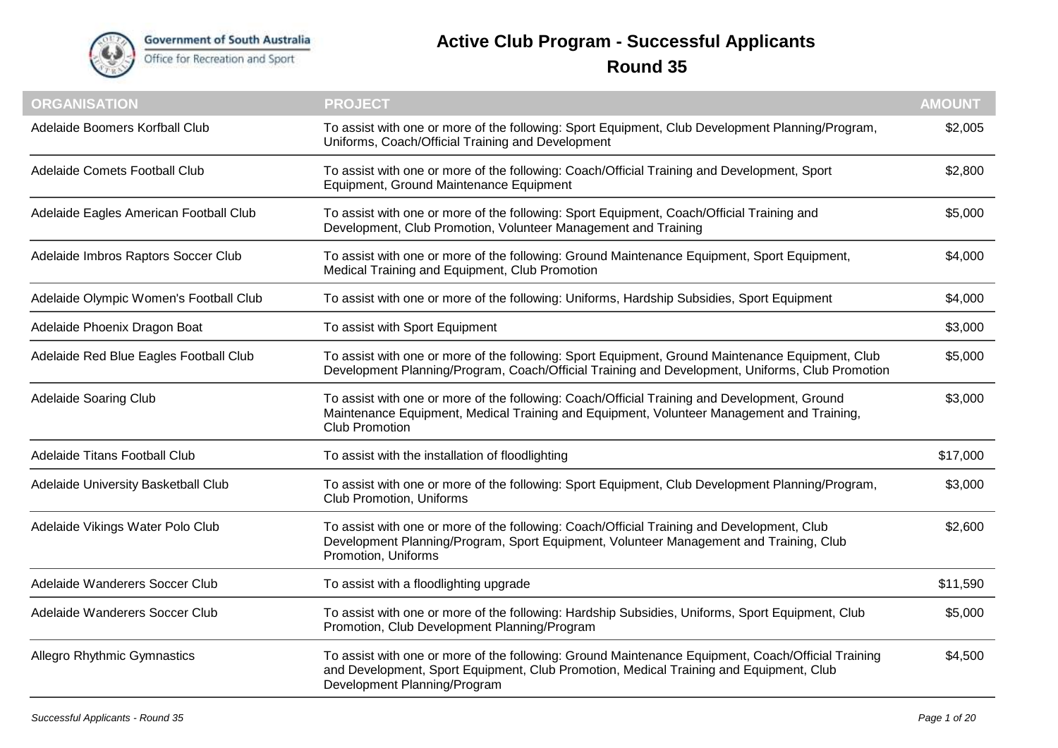Government of South Australia
Office for Recreation and Sport

# Active Club Program - Successful Applicants

## Round 35

| ORGANISATION | PROJECT | AMOUNT |
|---|---|---|
| Adelaide Boomers Korfball Club | To assist with one or more of the following: Sport Equipment, Club Development Planning/Program, Uniforms, Coach/Official Training and Development | $2,005 |
| Adelaide Comets Football Club | To assist with one or more of the following: Coach/Official Training and Development, Sport Equipment, Ground Maintenance Equipment | $2,800 |
| Adelaide Eagles American Football Club | To assist with one or more of the following: Sport Equipment, Coach/Official Training and Development, Club Promotion, Volunteer Management and Training | $5,000 |
| Adelaide Imbros Raptors Soccer Club | To assist with one or more of the following: Ground Maintenance Equipment, Sport Equipment, Medical Training and Equipment, Club Promotion | $4,000 |
| Adelaide Olympic Women's Football Club | To assist with one or more of the following: Uniforms, Hardship Subsidies, Sport Equipment | $4,000 |
| Adelaide Phoenix Dragon Boat | To assist with Sport Equipment | $3,000 |
| Adelaide Red Blue Eagles Football Club | To assist with one or more of the following: Sport Equipment, Ground Maintenance Equipment, Club Development Planning/Program, Coach/Official Training and Development, Uniforms, Club Promotion | $5,000 |
| Adelaide Soaring Club | To assist with one or more of the following: Coach/Official Training and Development, Ground Maintenance Equipment, Medical Training and Equipment, Volunteer Management and Training, Club Promotion | $3,000 |
| Adelaide Titans Football Club | To assist with the installation of floodlighting | $17,000 |
| Adelaide University Basketball Club | To assist with one or more of the following: Sport Equipment, Club Development Planning/Program, Club Promotion, Uniforms | $3,000 |
| Adelaide Vikings Water Polo Club | To assist with one or more of the following: Coach/Official Training and Development, Club Development Planning/Program, Sport Equipment, Volunteer Management and Training, Club Promotion, Uniforms | $2,600 |
| Adelaide Wanderers Soccer Club | To assist with a floodlighting upgrade | $11,590 |
| Adelaide Wanderers Soccer Club | To assist with one or more of the following: Hardship Subsidies, Uniforms, Sport Equipment, Club Promotion, Club Development Planning/Program | $5,000 |
| Allegro Rhythmic Gymnastics | To assist with one or more of the following: Ground Maintenance Equipment, Coach/Official Training and Development, Sport Equipment, Club Promotion, Medical Training and Equipment, Club Development Planning/Program | $4,500 |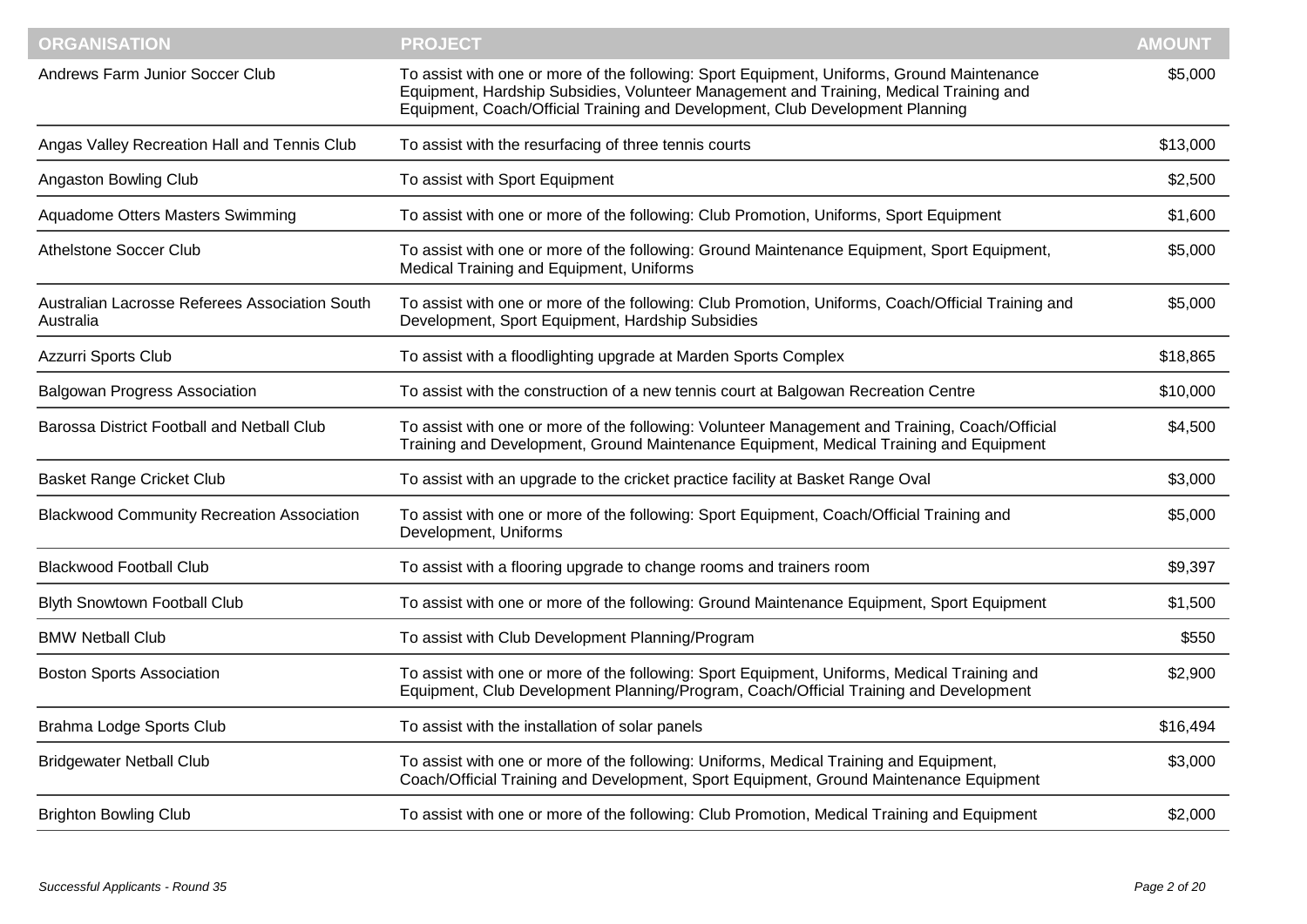| ORGANISATION | PROJECT | AMOUNT |
| --- | --- | --- |
| Andrews Farm Junior Soccer Club | To assist with one or more of the following: Sport Equipment, Uniforms, Ground Maintenance Equipment, Hardship Subsidies, Volunteer Management and Training, Medical Training and Equipment, Coach/Official Training and Development, Club Development Planning | $5,000 |
| Angas Valley Recreation Hall and Tennis Club | To assist with the resurfacing of three tennis courts | $13,000 |
| Angaston Bowling Club | To assist with Sport Equipment | $2,500 |
| Aquadome Otters Masters Swimming | To assist with one or more of the following: Club Promotion, Uniforms, Sport Equipment | $1,600 |
| Athelstone Soccer Club | To assist with one or more of the following: Ground Maintenance Equipment, Sport Equipment, Medical Training and Equipment, Uniforms | $5,000 |
| Australian Lacrosse Referees Association South Australia | To assist with one or more of the following: Club Promotion, Uniforms, Coach/Official Training and Development, Sport Equipment, Hardship Subsidies | $5,000 |
| Azzurri Sports Club | To assist with a floodlighting upgrade at Marden Sports Complex | $18,865 |
| Balgowan Progress Association | To assist with the construction of a new tennis court at Balgowan Recreation Centre | $10,000 |
| Barossa District Football and Netball Club | To assist with one or more of the following: Volunteer Management and Training, Coach/Official Training and Development, Ground Maintenance Equipment, Medical Training and Equipment | $4,500 |
| Basket Range Cricket Club | To assist with an upgrade to the cricket practice facility at Basket Range Oval | $3,000 |
| Blackwood Community Recreation Association | To assist with one or more of the following: Sport Equipment, Coach/Official Training and Development, Uniforms | $5,000 |
| Blackwood Football Club | To assist with a flooring upgrade to change rooms and trainers room | $9,397 |
| Blyth Snowtown Football Club | To assist with one or more of the following: Ground Maintenance Equipment, Sport Equipment | $1,500 |
| BMW Netball Club | To assist with Club Development Planning/Program | $550 |
| Boston Sports Association | To assist with one or more of the following: Sport Equipment, Uniforms, Medical Training and Equipment, Club Development Planning/Program, Coach/Official Training and Development | $2,900 |
| Brahma Lodge Sports Club | To assist with the installation of solar panels | $16,494 |
| Bridgewater Netball Club | To assist with one or more of the following: Uniforms, Medical Training and Equipment, Coach/Official Training and Development, Sport Equipment, Ground Maintenance Equipment | $3,000 |
| Brighton Bowling Club | To assist with one or more of the following: Club Promotion, Medical Training and Equipment | $2,000 |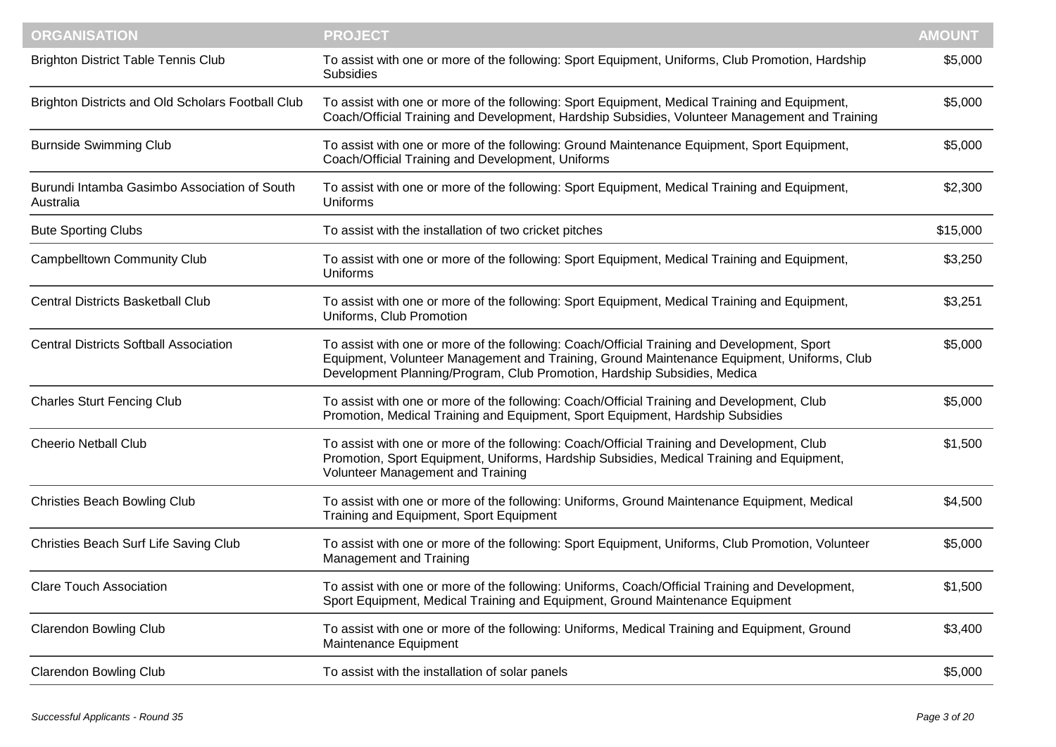| ORGANISATION | PROJECT | AMOUNT |
|---|---|---|
| Brighton District Table Tennis Club | To assist with one or more of the following: Sport Equipment, Uniforms, Club Promotion, Hardship Subsidies | $5,000 |
| Brighton Districts and Old Scholars Football Club | To assist with one or more of the following: Sport Equipment, Medical Training and Equipment, Coach/Official Training and Development, Hardship Subsidies, Volunteer Management and Training | $5,000 |
| Burnside Swimming Club | To assist with one or more of the following: Ground Maintenance Equipment, Sport Equipment, Coach/Official Training and Development, Uniforms | $5,000 |
| Burundi Intamba Gasimbo Association of South Australia | To assist with one or more of the following: Sport Equipment, Medical Training and Equipment, Uniforms | $2,300 |
| Bute Sporting Clubs | To assist with the installation of two cricket pitches | $15,000 |
| Campbelltown Community Club | To assist with one or more of the following: Sport Equipment, Medical Training and Equipment, Uniforms | $3,250 |
| Central Districts Basketball Club | To assist with one or more of the following: Sport Equipment, Medical Training and Equipment, Uniforms, Club Promotion | $3,251 |
| Central Districts Softball Association | To assist with one or more of the following: Coach/Official Training and Development, Sport Equipment, Volunteer Management and Training, Ground Maintenance Equipment, Uniforms, Club Development Planning/Program, Club Promotion, Hardship Subsidies, Medica | $5,000 |
| Charles Sturt Fencing Club | To assist with one or more of the following: Coach/Official Training and Development, Club Promotion, Medical Training and Equipment, Sport Equipment, Hardship Subsidies | $5,000 |
| Cheerio Netball Club | To assist with one or more of the following: Coach/Official Training and Development, Club Promotion, Sport Equipment, Uniforms, Hardship Subsidies, Medical Training and Equipment, Volunteer Management and Training | $1,500 |
| Christies Beach Bowling Club | To assist with one or more of the following: Uniforms, Ground Maintenance Equipment, Medical Training and Equipment, Sport Equipment | $4,500 |
| Christies Beach Surf Life Saving Club | To assist with one or more of the following: Sport Equipment, Uniforms, Club Promotion, Volunteer Management and Training | $5,000 |
| Clare Touch Association | To assist with one or more of the following: Uniforms, Coach/Official Training and Development, Sport Equipment, Medical Training and Equipment, Ground Maintenance Equipment | $1,500 |
| Clarendon Bowling Club | To assist with one or more of the following: Uniforms, Medical Training and Equipment, Ground Maintenance Equipment | $3,400 |
| Clarendon Bowling Club | To assist with the installation of solar panels | $5,000 |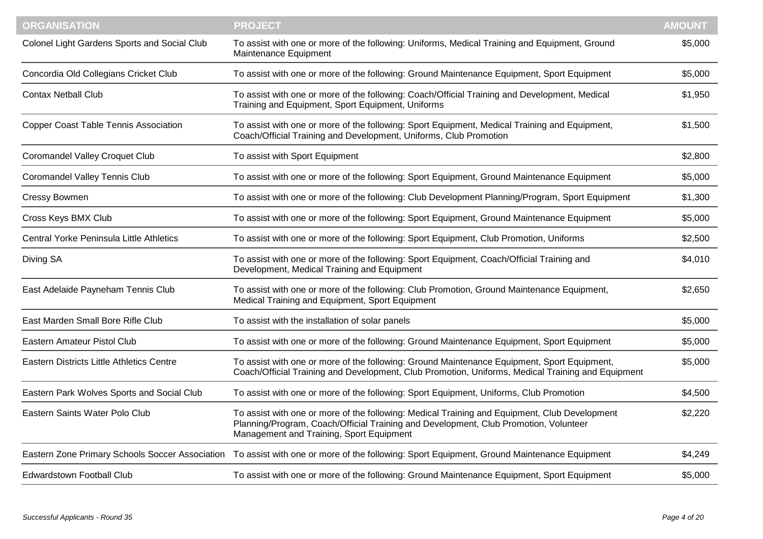| ORGANISATION | PROJECT | AMOUNT |
|---|---|---|
| Colonel Light Gardens Sports and Social Club | To assist with one or more of the following: Uniforms, Medical Training and Equipment, Ground Maintenance Equipment | $5,000 |
| Concordia Old Collegians Cricket Club | To assist with one or more of the following: Ground Maintenance Equipment, Sport Equipment | $5,000 |
| Contax Netball Club | To assist with one or more of the following: Coach/Official Training and Development, Medical Training and Equipment, Sport Equipment, Uniforms | $1,950 |
| Copper Coast Table Tennis Association | To assist with one or more of the following: Sport Equipment, Medical Training and Equipment, Coach/Official Training and Development, Uniforms, Club Promotion | $1,500 |
| Coromandel Valley Croquet Club | To assist with Sport Equipment | $2,800 |
| Coromandel Valley Tennis Club | To assist with one or more of the following: Sport Equipment, Ground Maintenance Equipment | $5,000 |
| Cressy Bowmen | To assist with one or more of the following: Club Development Planning/Program, Sport Equipment | $1,300 |
| Cross Keys BMX Club | To assist with one or more of the following: Sport Equipment, Ground Maintenance Equipment | $5,000 |
| Central Yorke Peninsula Little Athletics | To assist with one or more of the following: Sport Equipment, Club Promotion, Uniforms | $2,500 |
| Diving SA | To assist with one or more of the following: Sport Equipment, Coach/Official Training and Development, Medical Training and Equipment | $4,010 |
| East Adelaide Payneham Tennis Club | To assist with one or more of the following: Club Promotion, Ground Maintenance Equipment, Medical Training and Equipment, Sport Equipment | $2,650 |
| East Marden Small Bore Rifle Club | To assist with the installation of solar panels | $5,000 |
| Eastern Amateur Pistol Club | To assist with one or more of the following: Ground Maintenance Equipment, Sport Equipment | $5,000 |
| Eastern Districts Little Athletics Centre | To assist with one or more of the following: Ground Maintenance Equipment, Sport Equipment, Coach/Official Training and Development, Club Promotion, Uniforms, Medical Training and Equipment | $5,000 |
| Eastern Park Wolves Sports and Social Club | To assist with one or more of the following: Sport Equipment, Uniforms, Club Promotion | $4,500 |
| Eastern Saints Water Polo Club | To assist with one or more of the following: Medical Training and Equipment, Club Development Planning/Program, Coach/Official Training and Development, Club Promotion, Volunteer Management and Training, Sport Equipment | $2,220 |
| Eastern Zone Primary Schools Soccer Association | To assist with one or more of the following: Sport Equipment, Ground Maintenance Equipment | $4,249 |
| Edwardstown Football Club | To assist with one or more of the following: Ground Maintenance Equipment, Sport Equipment | $5,000 |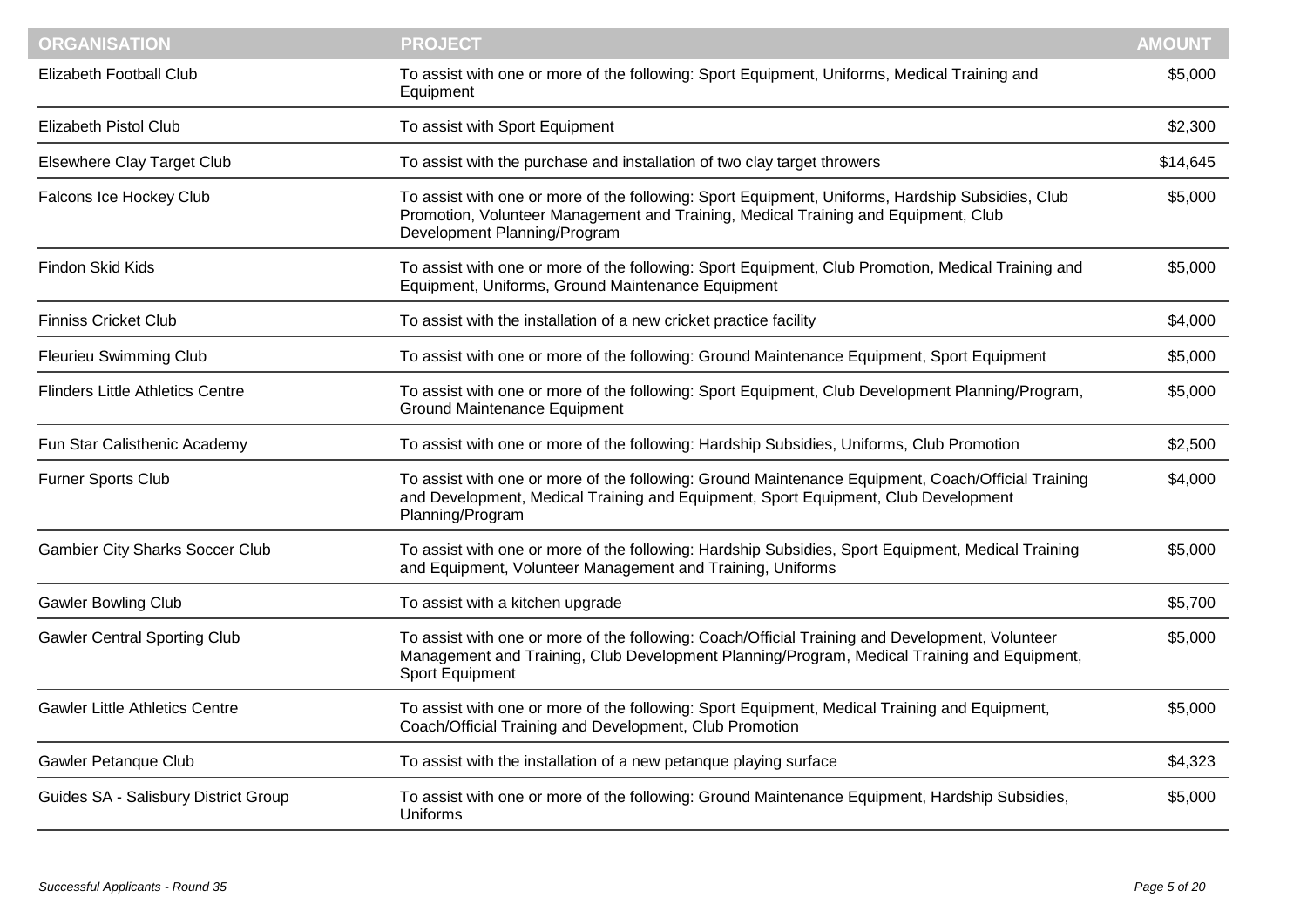| ORGANISATION | PROJECT | AMOUNT |
|---|---|---|
| Elizabeth Football Club | To assist with one or more of the following: Sport Equipment, Uniforms, Medical Training and Equipment | $5,000 |
| Elizabeth Pistol Club | To assist with Sport Equipment | $2,300 |
| Elsewhere Clay Target Club | To assist with the purchase and installation of two clay target throwers | $14,645 |
| Falcons Ice Hockey Club | To assist with one or more of the following: Sport Equipment, Uniforms, Hardship Subsidies, Club Promotion, Volunteer Management and Training, Medical Training and Equipment, Club Development Planning/Program | $5,000 |
| Findon Skid Kids | To assist with one or more of the following: Sport Equipment, Club Promotion, Medical Training and Equipment, Uniforms, Ground Maintenance Equipment | $5,000 |
| Finniss Cricket Club | To assist with the installation of a new cricket practice facility | $4,000 |
| Fleurieu Swimming Club | To assist with one or more of the following: Ground Maintenance Equipment, Sport Equipment | $5,000 |
| Flinders Little Athletics Centre | To assist with one or more of the following: Sport Equipment, Club Development Planning/Program, Ground Maintenance Equipment | $5,000 |
| Fun Star Calisthenic Academy | To assist with one or more of the following: Hardship Subsidies, Uniforms, Club Promotion | $2,500 |
| Furner Sports Club | To assist with one or more of the following: Ground Maintenance Equipment, Coach/Official Training and Development, Medical Training and Equipment, Sport Equipment, Club Development Planning/Program | $4,000 |
| Gambier City Sharks Soccer Club | To assist with one or more of the following: Hardship Subsidies, Sport Equipment, Medical Training and Equipment, Volunteer Management and Training, Uniforms | $5,000 |
| Gawler Bowling Club | To assist with a kitchen upgrade | $5,700 |
| Gawler Central Sporting Club | To assist with one or more of the following: Coach/Official Training and Development, Volunteer Management and Training, Club Development Planning/Program, Medical Training and Equipment, Sport Equipment | $5,000 |
| Gawler Little Athletics Centre | To assist with one or more of the following: Sport Equipment, Medical Training and Equipment, Coach/Official Training and Development, Club Promotion | $5,000 |
| Gawler Petanque Club | To assist with the installation of a new petanque playing surface | $4,323 |
| Guides SA - Salisbury District Group | To assist with one or more of the following: Ground Maintenance Equipment, Hardship Subsidies, Uniforms | $5,000 |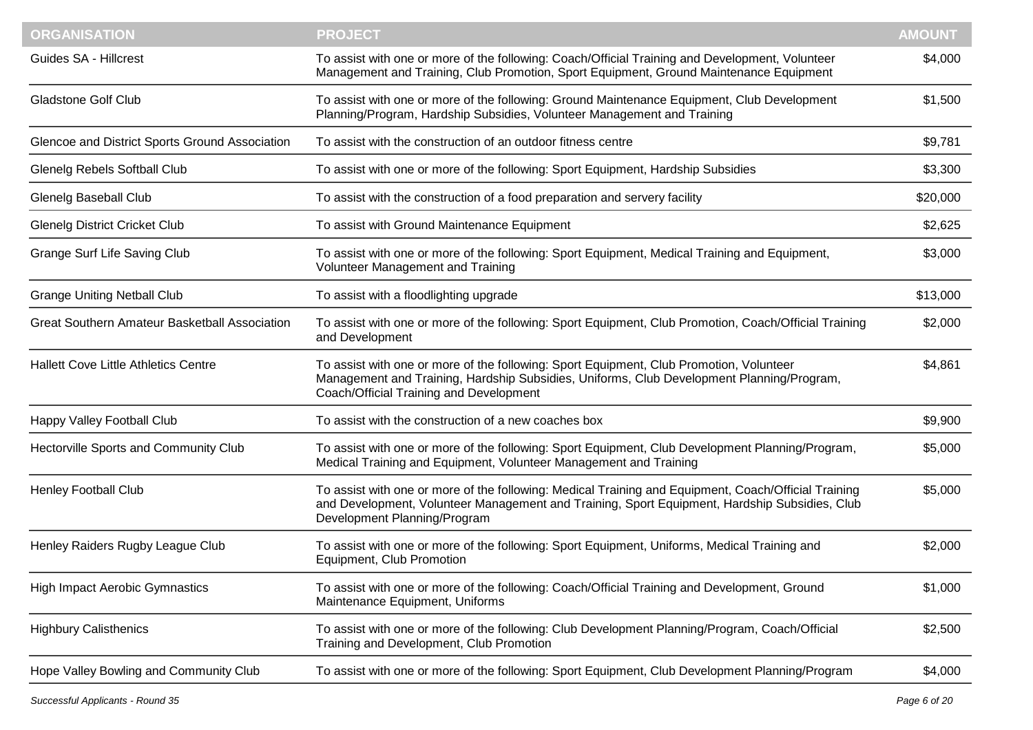| ORGANISATION | PROJECT | AMOUNT |
| --- | --- | --- |
| Guides SA - Hillcrest | To assist with one or more of the following: Coach/Official Training and Development, Volunteer Management and Training, Club Promotion, Sport Equipment, Ground Maintenance Equipment | $4,000 |
| Gladstone Golf Club | To assist with one or more of the following: Ground Maintenance Equipment, Club Development Planning/Program, Hardship Subsidies, Volunteer Management and Training | $1,500 |
| Glencoe and District Sports Ground Association | To assist with the construction of an outdoor fitness centre | $9,781 |
| Glenelg Rebels Softball Club | To assist with one or more of the following: Sport Equipment, Hardship Subsidies | $3,300 |
| Glenelg Baseball Club | To assist with the construction of a food preparation and servery facility | $20,000 |
| Glenelg District Cricket Club | To assist with Ground Maintenance Equipment | $2,625 |
| Grange Surf Life Saving Club | To assist with one or more of the following: Sport Equipment, Medical Training and Equipment, Volunteer Management and Training | $3,000 |
| Grange Uniting Netball Club | To assist with a floodlighting upgrade | $13,000 |
| Great Southern Amateur Basketball Association | To assist with one or more of the following: Sport Equipment, Club Promotion, Coach/Official Training and Development | $2,000 |
| Hallett Cove Little Athletics Centre | To assist with one or more of the following: Sport Equipment, Club Promotion, Volunteer Management and Training, Hardship Subsidies, Uniforms, Club Development Planning/Program, Coach/Official Training and Development | $4,861 |
| Happy Valley Football Club | To assist with the construction of a new coaches box | $9,900 |
| Hectorville Sports and Community Club | To assist with one or more of the following: Sport Equipment, Club Development Planning/Program, Medical Training and Equipment, Volunteer Management and Training | $5,000 |
| Henley Football Club | To assist with one or more of the following: Medical Training and Equipment, Coach/Official Training and Development, Volunteer Management and Training, Sport Equipment, Hardship Subsidies, Club Development Planning/Program | $5,000 |
| Henley Raiders Rugby League Club | To assist with one or more of the following: Sport Equipment, Uniforms, Medical Training and Equipment, Club Promotion | $2,000 |
| High Impact Aerobic Gymnastics | To assist with one or more of the following: Coach/Official Training and Development, Ground Maintenance Equipment, Uniforms | $1,000 |
| Highbury Calisthenics | To assist with one or more of the following: Club Development Planning/Program, Coach/Official Training and Development, Club Promotion | $2,500 |
| Hope Valley Bowling and Community Club | To assist with one or more of the following: Sport Equipment, Club Development Planning/Program | $4,000 |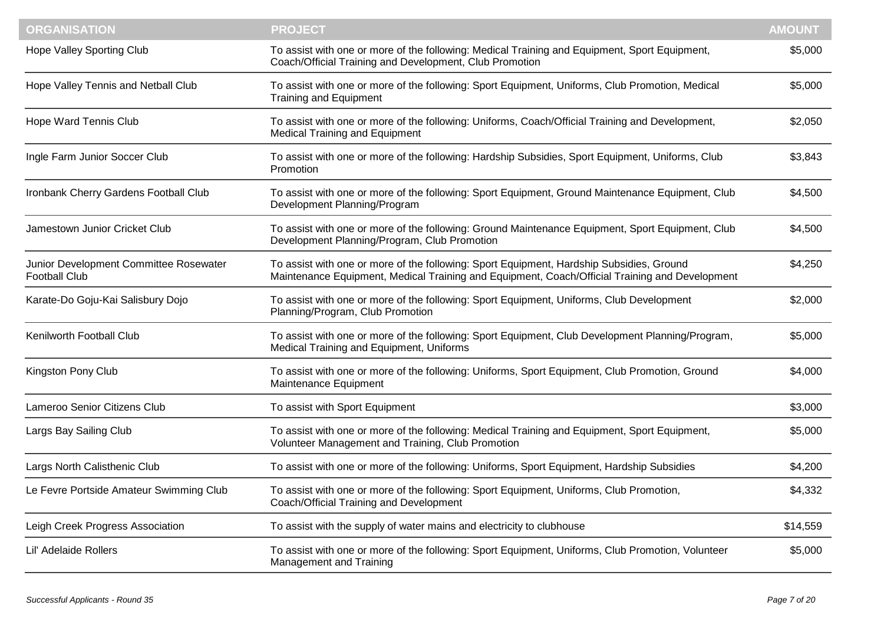| ORGANISATION | PROJECT | AMOUNT |
| --- | --- | --- |
| Hope Valley Sporting Club | To assist with one or more of the following: Medical Training and Equipment, Sport Equipment, Coach/Official Training and Development, Club Promotion | $5,000 |
| Hope Valley Tennis and Netball Club | To assist with one or more of the following: Sport Equipment, Uniforms, Club Promotion, Medical Training and Equipment | $5,000 |
| Hope Ward Tennis Club | To assist with one or more of the following: Uniforms, Coach/Official Training and Development, Medical Training and Equipment | $2,050 |
| Ingle Farm Junior Soccer Club | To assist with one or more of the following: Hardship Subsidies, Sport Equipment, Uniforms, Club Promotion | $3,843 |
| Ironbank Cherry Gardens Football Club | To assist with one or more of the following: Sport Equipment, Ground Maintenance Equipment, Club Development Planning/Program | $4,500 |
| Jamestown Junior Cricket Club | To assist with one or more of the following: Ground Maintenance Equipment, Sport Equipment, Club Development Planning/Program, Club Promotion | $4,500 |
| Junior Development Committee Rosewater Football Club | To assist with one or more of the following: Sport Equipment, Hardship Subsidies, Ground Maintenance Equipment, Medical Training and Equipment, Coach/Official Training and Development | $4,250 |
| Karate-Do Goju-Kai Salisbury Dojo | To assist with one or more of the following: Sport Equipment, Uniforms, Club Development Planning/Program, Club Promotion | $2,000 |
| Kenilworth Football Club | To assist with one or more of the following: Sport Equipment, Club Development Planning/Program, Medical Training and Equipment, Uniforms | $5,000 |
| Kingston Pony Club | To assist with one or more of the following: Uniforms, Sport Equipment, Club Promotion, Ground Maintenance Equipment | $4,000 |
| Lameroo Senior Citizens Club | To assist with Sport Equipment | $3,000 |
| Largs Bay Sailing Club | To assist with one or more of the following: Medical Training and Equipment, Sport Equipment, Volunteer Management and Training, Club Promotion | $5,000 |
| Largs North Calisthenic Club | To assist with one or more of the following: Uniforms, Sport Equipment, Hardship Subsidies | $4,200 |
| Le Fevre Portside Amateur Swimming Club | To assist with one or more of the following: Sport Equipment, Uniforms, Club Promotion, Coach/Official Training and Development | $4,332 |
| Leigh Creek Progress Association | To assist with the supply of water mains and electricity to clubhouse | $14,559 |
| Lil' Adelaide Rollers | To assist with one or more of the following: Sport Equipment, Uniforms, Club Promotion, Volunteer Management and Training | $5,000 |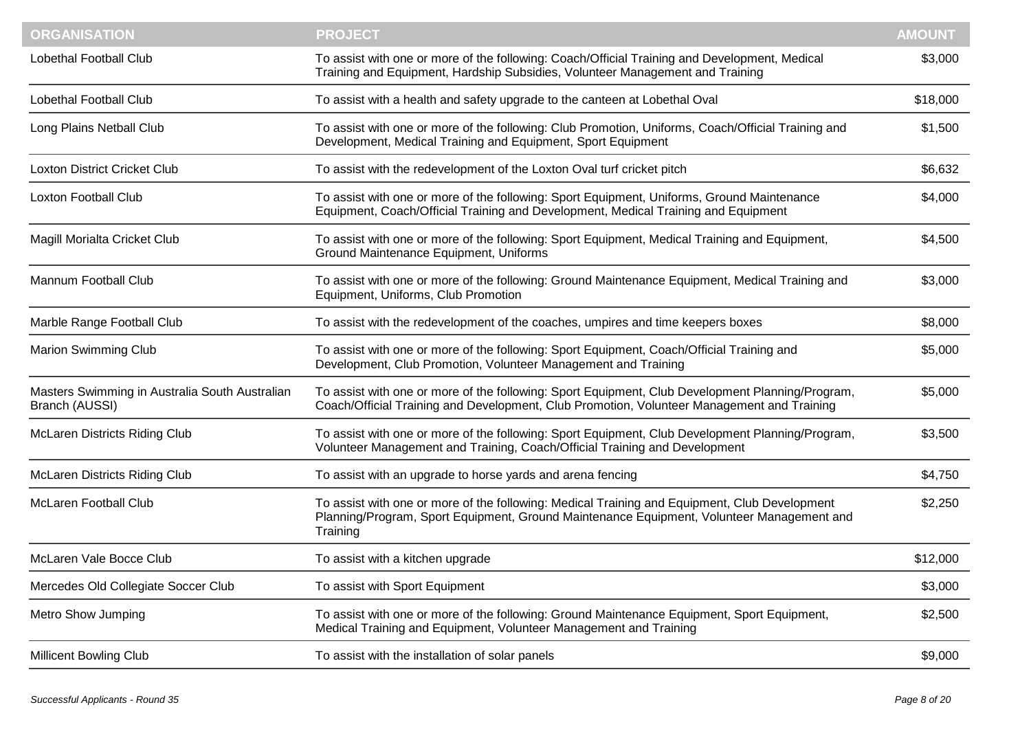| ORGANISATION | PROJECT | AMOUNT |
|---|---|---|
| Lobethal Football Club | To assist with one or more of the following: Coach/Official Training and Development, Medical Training and Equipment, Hardship Subsidies, Volunteer Management and Training | $3,000 |
| Lobethal Football Club | To assist with a health and safety upgrade to the canteen at Lobethal Oval | $18,000 |
| Long Plains Netball Club | To assist with one or more of the following: Club Promotion, Uniforms, Coach/Official Training and Development, Medical Training and Equipment, Sport Equipment | $1,500 |
| Loxton District Cricket Club | To assist with the redevelopment of the Loxton Oval turf cricket pitch | $6,632 |
| Loxton Football Club | To assist with one or more of the following: Sport Equipment, Uniforms, Ground Maintenance Equipment, Coach/Official Training and Development, Medical Training and Equipment | $4,000 |
| Magill Morialta Cricket Club | To assist with one or more of the following: Sport Equipment, Medical Training and Equipment, Ground Maintenance Equipment, Uniforms | $4,500 |
| Mannum Football Club | To assist with one or more of the following: Ground Maintenance Equipment, Medical Training and Equipment, Uniforms, Club Promotion | $3,000 |
| Marble Range Football Club | To assist with the redevelopment of the coaches, umpires and time keepers boxes | $8,000 |
| Marion Swimming Club | To assist with one or more of the following: Sport Equipment, Coach/Official Training and Development, Club Promotion, Volunteer Management and Training | $5,000 |
| Masters Swimming in Australia South Australian Branch (AUSSI) | To assist with one or more of the following: Sport Equipment, Club Development Planning/Program, Coach/Official Training and Development, Club Promotion, Volunteer Management and Training | $5,000 |
| McLaren Districts Riding Club | To assist with one or more of the following: Sport Equipment, Club Development Planning/Program, Volunteer Management and Training, Coach/Official Training and Development | $3,500 |
| McLaren Districts Riding Club | To assist with an upgrade to horse yards and arena fencing | $4,750 |
| McLaren Football Club | To assist with one or more of the following: Medical Training and Equipment, Club Development Planning/Program, Sport Equipment, Ground Maintenance Equipment, Volunteer Management and Training | $2,250 |
| McLaren Vale Bocce Club | To assist with a kitchen upgrade | $12,000 |
| Mercedes Old Collegiate Soccer Club | To assist with Sport Equipment | $3,000 |
| Metro Show Jumping | To assist with one or more of the following: Ground Maintenance Equipment, Sport Equipment, Medical Training and Equipment, Volunteer Management and Training | $2,500 |
| Millicent Bowling Club | To assist with the installation of solar panels | $9,000 |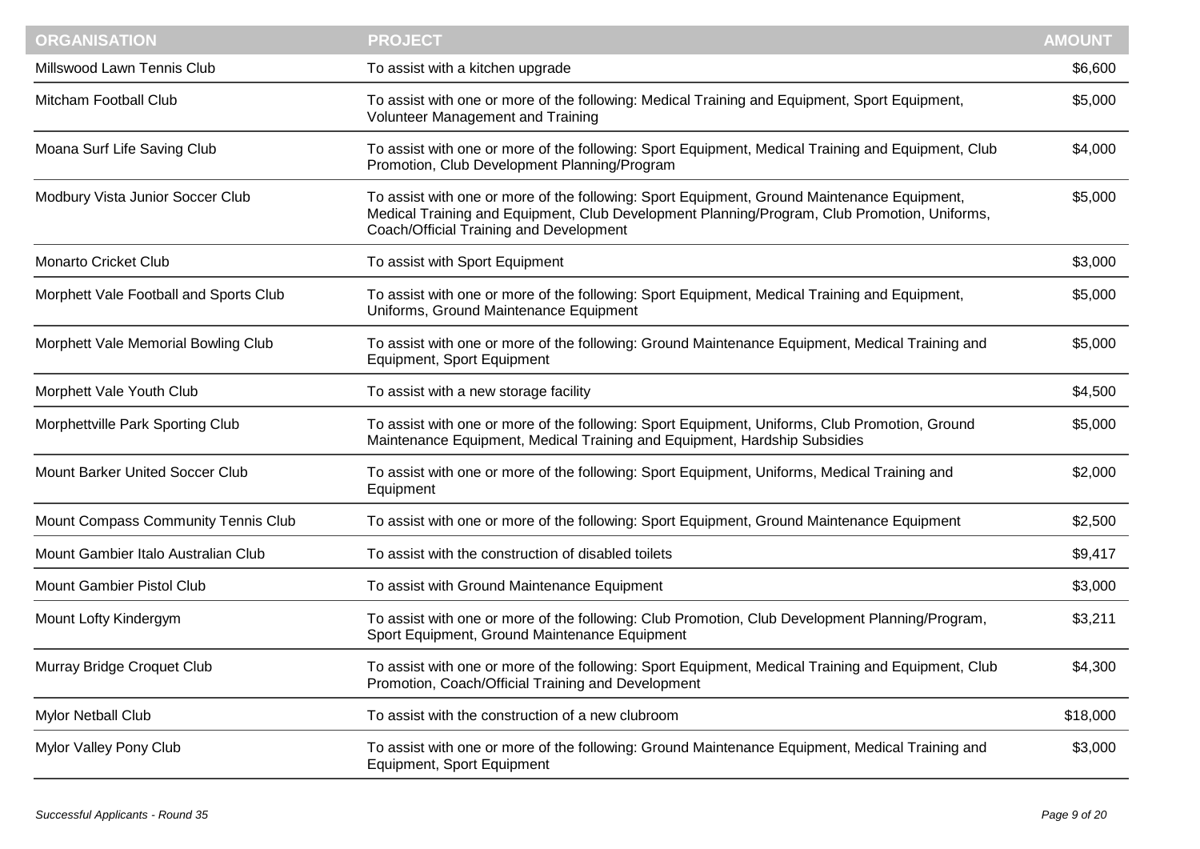| ORGANISATION | PROJECT | AMOUNT |
|---|---|---|
| Millswood Lawn Tennis Club | To assist with a kitchen upgrade | $6,600 |
| Mitcham Football Club | To assist with one or more of the following: Medical Training and Equipment, Sport Equipment, Volunteer Management and Training | $5,000 |
| Moana Surf Life Saving Club | To assist with one or more of the following: Sport Equipment, Medical Training and Equipment, Club Promotion, Club Development Planning/Program | $4,000 |
| Modbury Vista Junior Soccer Club | To assist with one or more of the following: Sport Equipment, Ground Maintenance Equipment, Medical Training and Equipment, Club Development Planning/Program, Club Promotion, Uniforms, Coach/Official Training and Development | $5,000 |
| Monarto Cricket Club | To assist with Sport Equipment | $3,000 |
| Morphett Vale Football and Sports Club | To assist with one or more of the following: Sport Equipment, Medical Training and Equipment, Uniforms, Ground Maintenance Equipment | $5,000 |
| Morphett Vale Memorial Bowling Club | To assist with one or more of the following: Ground Maintenance Equipment, Medical Training and Equipment, Sport Equipment | $5,000 |
| Morphett Vale Youth Club | To assist with a new storage facility | $4,500 |
| Morphettville Park Sporting Club | To assist with one or more of the following: Sport Equipment, Uniforms, Club Promotion, Ground Maintenance Equipment, Medical Training and Equipment, Hardship Subsidies | $5,000 |
| Mount Barker United Soccer Club | To assist with one or more of the following: Sport Equipment, Uniforms, Medical Training and Equipment | $2,000 |
| Mount Compass Community Tennis Club | To assist with one or more of the following: Sport Equipment, Ground Maintenance Equipment | $2,500 |
| Mount Gambier Italo Australian Club | To assist with the construction of disabled toilets | $9,417 |
| Mount Gambier Pistol Club | To assist with Ground Maintenance Equipment | $3,000 |
| Mount Lofty Kindergym | To assist with one or more of the following: Club Promotion, Club Development Planning/Program, Sport Equipment, Ground Maintenance Equipment | $3,211 |
| Murray Bridge Croquet Club | To assist with one or more of the following: Sport Equipment, Medical Training and Equipment, Club Promotion, Coach/Official Training and Development | $4,300 |
| Mylor Netball Club | To assist with the construction of a new clubroom | $18,000 |
| Mylor Valley Pony Club | To assist with one or more of the following: Ground Maintenance Equipment, Medical Training and Equipment, Sport Equipment | $3,000 |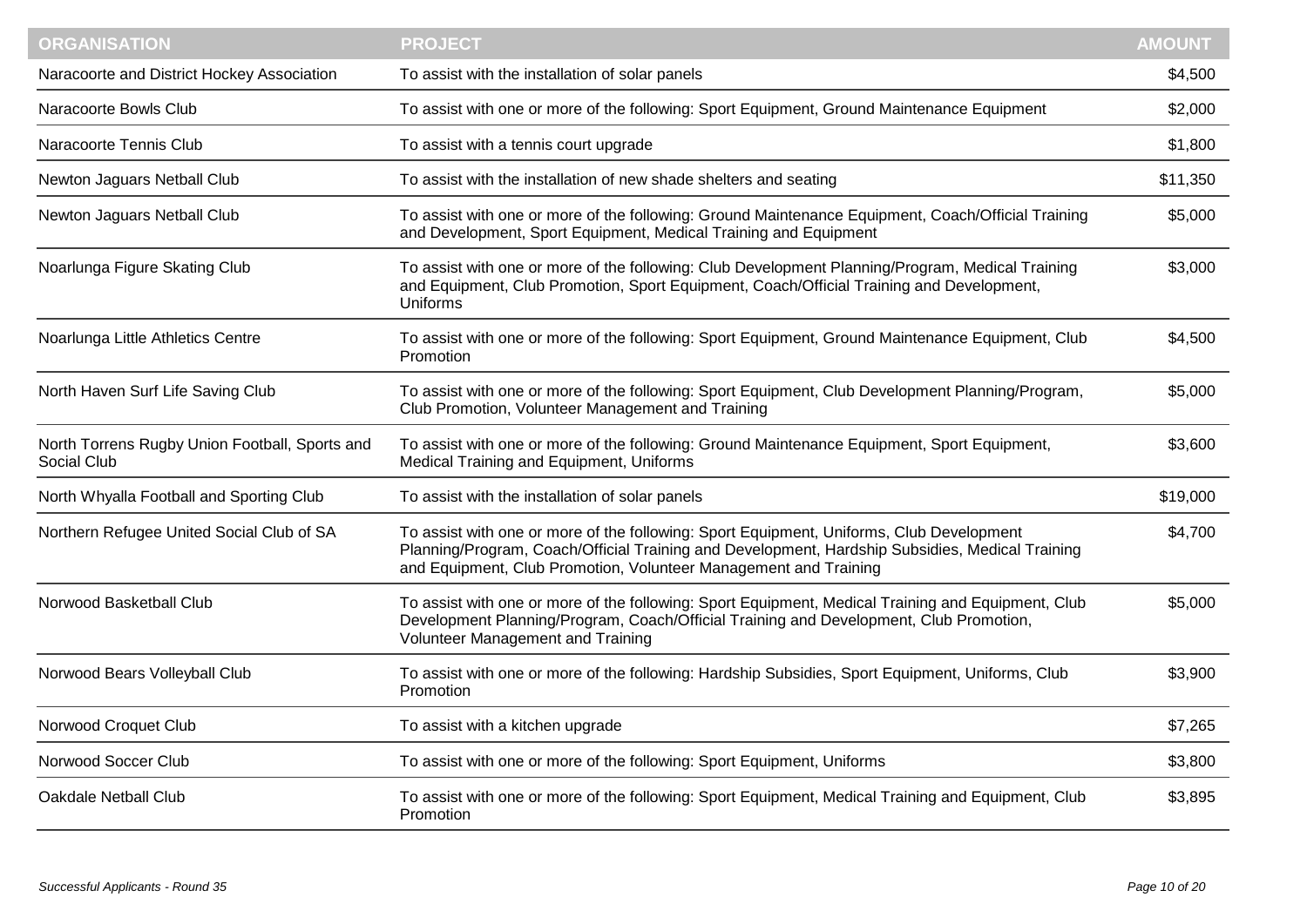| ORGANISATION | PROJECT | AMOUNT |
| --- | --- | --- |
| Naracoorte and District Hockey Association | To assist with the installation of solar panels | $4,500 |
| Naracoorte Bowls Club | To assist with one or more of the following: Sport Equipment, Ground Maintenance Equipment | $2,000 |
| Naracoorte Tennis Club | To assist with a tennis court upgrade | $1,800 |
| Newton Jaguars Netball Club | To assist with the installation of new shade shelters and seating | $11,350 |
| Newton Jaguars Netball Club | To assist with one or more of the following: Ground Maintenance Equipment, Coach/Official Training and Development, Sport Equipment, Medical Training and Equipment | $5,000 |
| Noarlunga Figure Skating Club | To assist with one or more of the following: Club Development Planning/Program, Medical Training and Equipment, Club Promotion, Sport Equipment, Coach/Official Training and Development, Uniforms | $3,000 |
| Noarlunga Little Athletics Centre | To assist with one or more of the following: Sport Equipment, Ground Maintenance Equipment, Club Promotion | $4,500 |
| North Haven Surf Life Saving Club | To assist with one or more of the following: Sport Equipment, Club Development Planning/Program, Club Promotion, Volunteer Management and Training | $5,000 |
| North Torrens Rugby Union Football, Sports and Social Club | To assist with one or more of the following: Ground Maintenance Equipment, Sport Equipment, Medical Training and Equipment, Uniforms | $3,600 |
| North Whyalla Football and Sporting Club | To assist with the installation of solar panels | $19,000 |
| Northern Refugee United Social Club of SA | To assist with one or more of the following: Sport Equipment, Uniforms, Club Development Planning/Program, Coach/Official Training and Development, Hardship Subsidies, Medical Training and Equipment, Club Promotion, Volunteer Management and Training | $4,700 |
| Norwood Basketball Club | To assist with one or more of the following: Sport Equipment, Medical Training and Equipment, Club Development Planning/Program, Coach/Official Training and Development, Club Promotion, Volunteer Management and Training | $5,000 |
| Norwood Bears Volleyball Club | To assist with one or more of the following: Hardship Subsidies, Sport Equipment, Uniforms, Club Promotion | $3,900 |
| Norwood Croquet Club | To assist with a kitchen upgrade | $7,265 |
| Norwood Soccer Club | To assist with one or more of the following: Sport Equipment, Uniforms | $3,800 |
| Oakdale Netball Club | To assist with one or more of the following: Sport Equipment, Medical Training and Equipment, Club Promotion | $3,895 |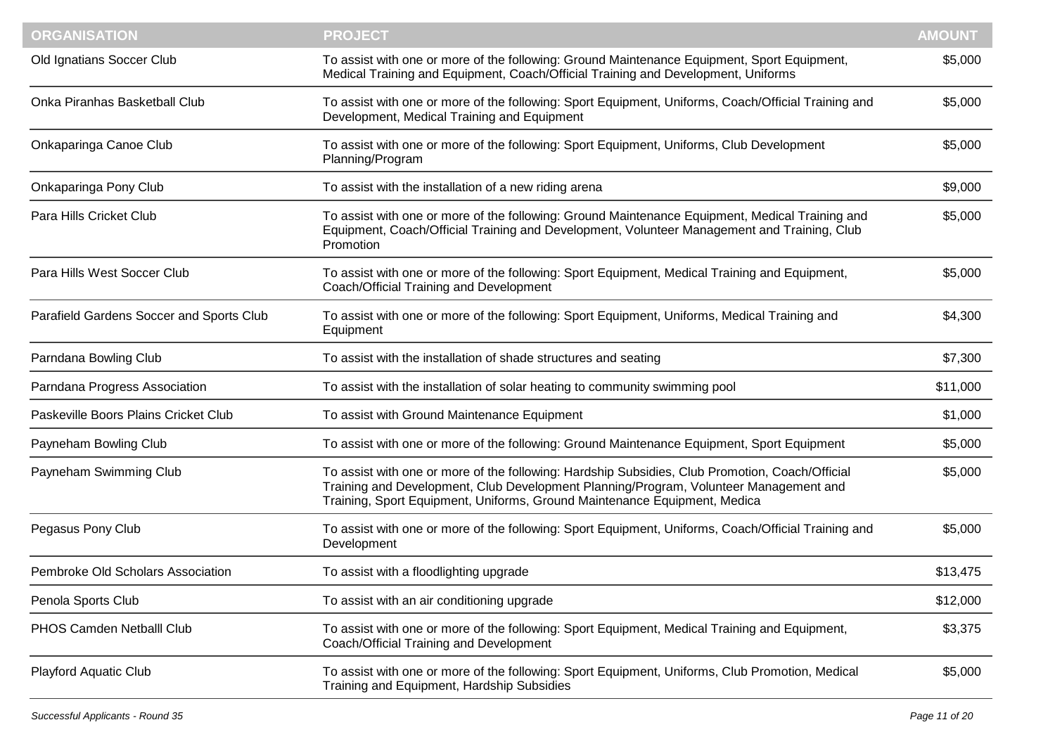| ORGANISATION | PROJECT | AMOUNT |
|---|---|---|
| Old Ignatians Soccer Club | To assist with one or more of the following: Ground Maintenance Equipment, Sport Equipment, Medical Training and Equipment, Coach/Official Training and Development, Uniforms | $5,000 |
| Onka Piranhas Basketball Club | To assist with one or more of the following: Sport Equipment, Uniforms, Coach/Official Training and Development, Medical Training and Equipment | $5,000 |
| Onkaparinga Canoe Club | To assist with one or more of the following: Sport Equipment, Uniforms, Club Development Planning/Program | $5,000 |
| Onkaparinga Pony Club | To assist with the installation of a new riding arena | $9,000 |
| Para Hills Cricket Club | To assist with one or more of the following: Ground Maintenance Equipment, Medical Training and Equipment, Coach/Official Training and Development, Volunteer Management and Training, Club Promotion | $5,000 |
| Para Hills West Soccer Club | To assist with one or more of the following: Sport Equipment, Medical Training and Equipment, Coach/Official Training and Development | $5,000 |
| Parafield Gardens Soccer and Sports Club | To assist with one or more of the following: Sport Equipment, Uniforms, Medical Training and Equipment | $4,300 |
| Parndana Bowling Club | To assist with the installation of shade structures and seating | $7,300 |
| Parndana Progress Association | To assist with the installation of solar heating to community swimming pool | $11,000 |
| Paskeville Boors Plains Cricket Club | To assist with Ground Maintenance Equipment | $1,000 |
| Payneham Bowling Club | To assist with one or more of the following: Ground Maintenance Equipment, Sport Equipment | $5,000 |
| Payneham Swimming Club | To assist with one or more of the following: Hardship Subsidies, Club Promotion, Coach/Official Training and Development, Club Development Planning/Program, Volunteer Management and Training, Sport Equipment, Uniforms, Ground Maintenance Equipment, Medica | $5,000 |
| Pegasus Pony Club | To assist with one or more of the following: Sport Equipment, Uniforms, Coach/Official Training and Development | $5,000 |
| Pembroke Old Scholars Association | To assist with a floodlighting upgrade | $13,475 |
| Penola Sports Club | To assist with an air conditioning upgrade | $12,000 |
| PHOS Camden Netballl Club | To assist with one or more of the following: Sport Equipment, Medical Training and Equipment, Coach/Official Training and Development | $3,375 |
| Playford Aquatic Club | To assist with one or more of the following: Sport Equipment, Uniforms, Club Promotion, Medical Training and Equipment, Hardship Subsidies | $5,000 |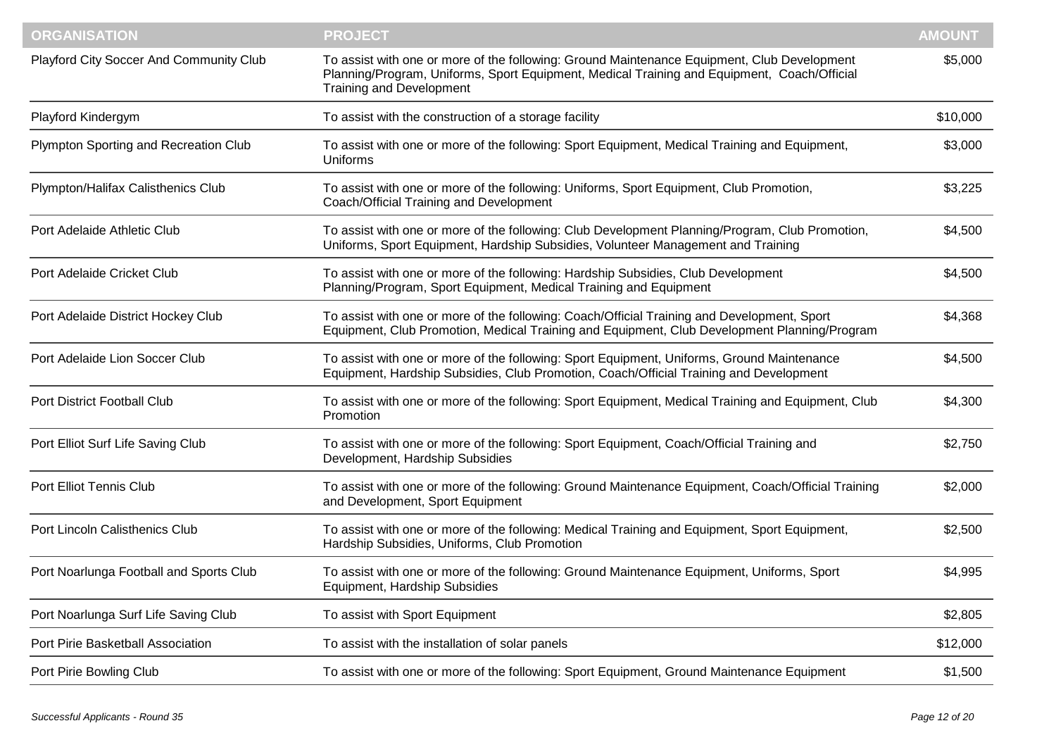| ORGANISATION | PROJECT | AMOUNT |
|---|---|---|
| Playford City Soccer And Community Club | To assist with one or more of the following: Ground Maintenance Equipment, Club Development Planning/Program, Uniforms, Sport Equipment, Medical Training and Equipment, Coach/Official Training and Development | $5,000 |
| Playford Kindergym | To assist with the construction of a storage facility | $10,000 |
| Plympton Sporting and Recreation Club | To assist with one or more of the following: Sport Equipment, Medical Training and Equipment, Uniforms | $3,000 |
| Plympton/Halifax Calisthenics Club | To assist with one or more of the following: Uniforms, Sport Equipment, Club Promotion, Coach/Official Training and Development | $3,225 |
| Port Adelaide Athletic Club | To assist with one or more of the following: Club Development Planning/Program, Club Promotion, Uniforms, Sport Equipment, Hardship Subsidies, Volunteer Management and Training | $4,500 |
| Port Adelaide Cricket Club | To assist with one or more of the following: Hardship Subsidies, Club Development Planning/Program, Sport Equipment, Medical Training and Equipment | $4,500 |
| Port Adelaide District Hockey Club | To assist with one or more of the following: Coach/Official Training and Development, Sport Equipment, Club Promotion, Medical Training and Equipment, Club Development Planning/Program | $4,368 |
| Port Adelaide Lion Soccer Club | To assist with one or more of the following: Sport Equipment, Uniforms, Ground Maintenance Equipment, Hardship Subsidies, Club Promotion, Coach/Official Training and Development | $4,500 |
| Port District Football Club | To assist with one or more of the following: Sport Equipment, Medical Training and Equipment, Club Promotion | $4,300 |
| Port Elliot Surf Life Saving Club | To assist with one or more of the following: Sport Equipment, Coach/Official Training and Development, Hardship Subsidies | $2,750 |
| Port Elliot Tennis Club | To assist with one or more of the following: Ground Maintenance Equipment, Coach/Official Training and Development, Sport Equipment | $2,000 |
| Port Lincoln Calisthenics Club | To assist with one or more of the following: Medical Training and Equipment, Sport Equipment, Hardship Subsidies, Uniforms, Club Promotion | $2,500 |
| Port Noarlunga Football and Sports Club | To assist with one or more of the following: Ground Maintenance Equipment, Uniforms, Sport Equipment, Hardship Subsidies | $4,995 |
| Port Noarlunga Surf Life Saving Club | To assist with Sport Equipment | $2,805 |
| Port Pirie Basketball Association | To assist with the installation of solar panels | $12,000 |
| Port Pirie Bowling Club | To assist with one or more of the following: Sport Equipment, Ground Maintenance Equipment | $1,500 |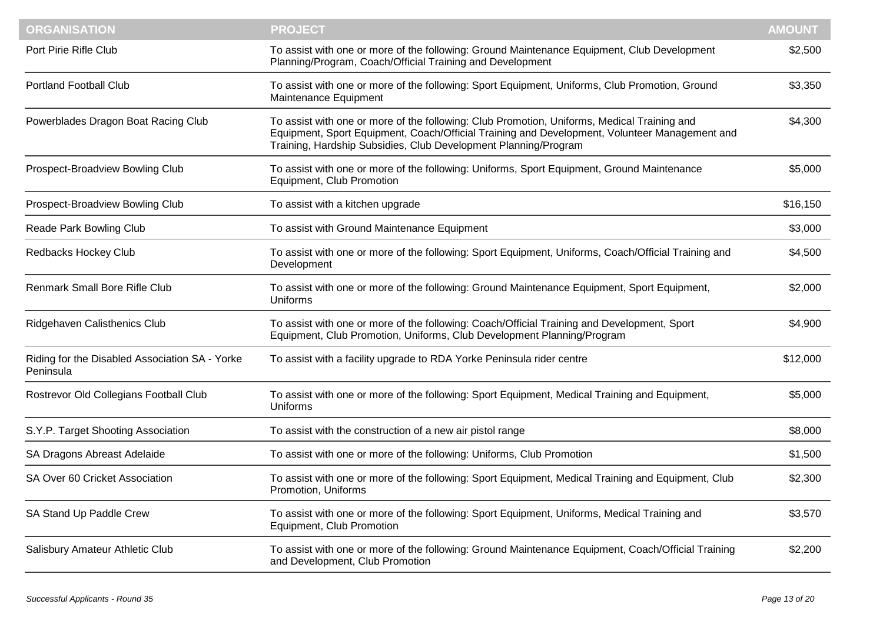| ORGANISATION | PROJECT | AMOUNT |
| --- | --- | --- |
| Port Pirie Rifle Club | To assist with one or more of the following: Ground Maintenance Equipment, Club Development Planning/Program, Coach/Official Training and Development | $2,500 |
| Portland Football Club | To assist with one or more of the following: Sport Equipment, Uniforms, Club Promotion, Ground Maintenance Equipment | $3,350 |
| Powerblades Dragon Boat Racing Club | To assist with one or more of the following: Club Promotion, Uniforms, Medical Training and Equipment, Sport Equipment, Coach/Official Training and Development, Volunteer Management and Training, Hardship Subsidies, Club Development Planning/Program | $4,300 |
| Prospect-Broadview Bowling Club | To assist with one or more of the following: Uniforms, Sport Equipment, Ground Maintenance Equipment, Club Promotion | $5,000 |
| Prospect-Broadview Bowling Club | To assist with a kitchen upgrade | $16,150 |
| Reade Park Bowling Club | To assist with Ground Maintenance Equipment | $3,000 |
| Redbacks Hockey Club | To assist with one or more of the following: Sport Equipment, Uniforms, Coach/Official Training and Development | $4,500 |
| Renmark Small Bore Rifle Club | To assist with one or more of the following: Ground Maintenance Equipment, Sport Equipment, Uniforms | $2,000 |
| Ridgehaven Calisthenics Club | To assist with one or more of the following: Coach/Official Training and Development, Sport Equipment, Club Promotion, Uniforms, Club Development Planning/Program | $4,900 |
| Riding for the Disabled Association SA - Yorke Peninsula | To assist with a facility upgrade to RDA Yorke Peninsula rider centre | $12,000 |
| Rostrevor Old Collegians Football Club | To assist with one or more of the following: Sport Equipment, Medical Training and Equipment, Uniforms | $5,000 |
| S.Y.P. Target Shooting Association | To assist with the construction of a new air pistol range | $8,000 |
| SA Dragons Abreast Adelaide | To assist with one or more of the following: Uniforms, Club Promotion | $1,500 |
| SA Over 60 Cricket Association | To assist with one or more of the following: Sport Equipment, Medical Training and Equipment, Club Promotion, Uniforms | $2,300 |
| SA Stand Up Paddle Crew | To assist with one or more of the following: Sport Equipment, Uniforms, Medical Training and Equipment, Club Promotion | $3,570 |
| Salisbury Amateur Athletic Club | To assist with one or more of the following: Ground Maintenance Equipment, Coach/Official Training and Development, Club Promotion | $2,200 |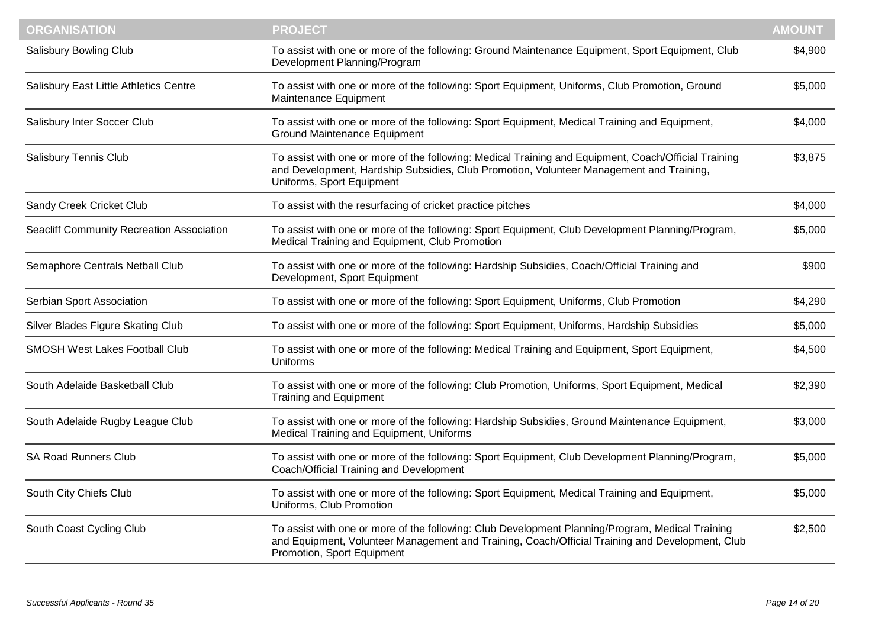| ORGANISATION | PROJECT | AMOUNT |
|---|---|---|
| Salisbury Bowling Club | To assist with one or more of the following: Ground Maintenance Equipment, Sport Equipment, Club Development Planning/Program | $4,900 |
| Salisbury East Little Athletics Centre | To assist with one or more of the following: Sport Equipment, Uniforms, Club Promotion, Ground Maintenance Equipment | $5,000 |
| Salisbury Inter Soccer Club | To assist with one or more of the following: Sport Equipment, Medical Training and Equipment, Ground Maintenance Equipment | $4,000 |
| Salisbury Tennis Club | To assist with one or more of the following: Medical Training and Equipment, Coach/Official Training and Development, Hardship Subsidies, Club Promotion, Volunteer Management and Training, Uniforms, Sport Equipment | $3,875 |
| Sandy Creek Cricket Club | To assist with the resurfacing of cricket practice pitches | $4,000 |
| Seacliff Community Recreation Association | To assist with one or more of the following: Sport Equipment, Club Development Planning/Program, Medical Training and Equipment, Club Promotion | $5,000 |
| Semaphore Centrals Netball Club | To assist with one or more of the following: Hardship Subsidies, Coach/Official Training and Development, Sport Equipment | $900 |
| Serbian Sport Association | To assist with one or more of the following: Sport Equipment, Uniforms, Club Promotion | $4,290 |
| Silver Blades Figure Skating Club | To assist with one or more of the following: Sport Equipment, Uniforms, Hardship Subsidies | $5,000 |
| SMOSH West Lakes Football Club | To assist with one or more of the following: Medical Training and Equipment, Sport Equipment, Uniforms | $4,500 |
| South Adelaide Basketball Club | To assist with one or more of the following: Club Promotion, Uniforms, Sport Equipment, Medical Training and Equipment | $2,390 |
| South Adelaide Rugby League Club | To assist with one or more of the following: Hardship Subsidies, Ground Maintenance Equipment, Medical Training and Equipment, Uniforms | $3,000 |
| SA Road Runners Club | To assist with one or more of the following: Sport Equipment, Club Development Planning/Program, Coach/Official Training and Development | $5,000 |
| South City Chiefs Club | To assist with one or more of the following: Sport Equipment, Medical Training and Equipment, Uniforms, Club Promotion | $5,000 |
| South Coast Cycling Club | To assist with one or more of the following: Club Development Planning/Program, Medical Training and Equipment, Volunteer Management and Training, Coach/Official Training and Development, Club Promotion, Sport Equipment | $2,500 |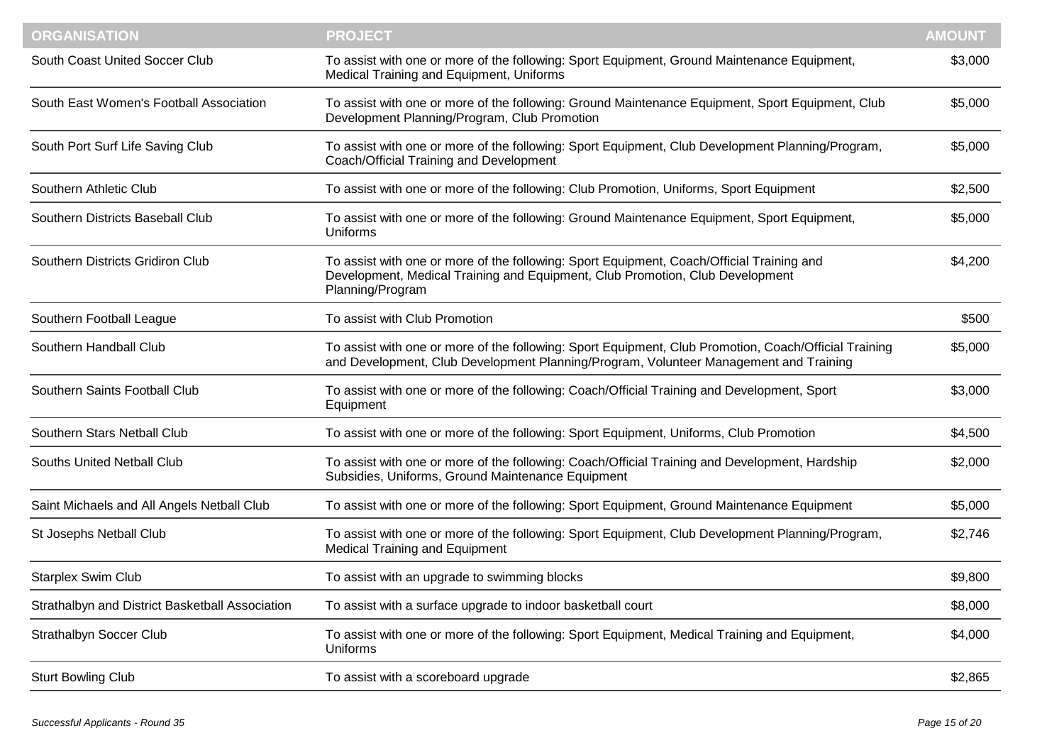| ORGANISATION | PROJECT | AMOUNT |
|---|---|---|
| South Coast United Soccer Club | To assist with one or more of the following: Sport Equipment, Ground Maintenance Equipment, Medical Training and Equipment, Uniforms | $3,000 |
| South East Women's Football Association | To assist with one or more of the following: Ground Maintenance Equipment, Sport Equipment, Club Development Planning/Program, Club Promotion | $5,000 |
| South Port Surf Life Saving Club | To assist with one or more of the following: Sport Equipment, Club Development Planning/Program, Coach/Official Training and Development | $5,000 |
| Southern Athletic Club | To assist with one or more of the following: Club Promotion, Uniforms, Sport Equipment | $2,500 |
| Southern Districts Baseball Club | To assist with one or more of the following: Ground Maintenance Equipment, Sport Equipment, Uniforms | $5,000 |
| Southern Districts Gridiron Club | To assist with one or more of the following: Sport Equipment, Coach/Official Training and Development, Medical Training and Equipment, Club Promotion, Club Development Planning/Program | $4,200 |
| Southern Football League | To assist with Club Promotion | $500 |
| Southern Handball Club | To assist with one or more of the following: Sport Equipment, Club Promotion, Coach/Official Training and Development, Club Development Planning/Program, Volunteer Management and Training | $5,000 |
| Southern Saints Football Club | To assist with one or more of the following: Coach/Official Training and Development, Sport Equipment | $3,000 |
| Southern Stars Netball Club | To assist with one or more of the following: Sport Equipment, Uniforms, Club Promotion | $4,500 |
| Souths United Netball Club | To assist with one or more of the following: Coach/Official Training and Development, Hardship Subsidies, Uniforms, Ground Maintenance Equipment | $2,000 |
| Saint Michaels and All Angels Netball Club | To assist with one or more of the following: Sport Equipment, Ground Maintenance Equipment | $5,000 |
| St Josephs Netball Club | To assist with one or more of the following: Sport Equipment, Club Development Planning/Program, Medical Training and Equipment | $2,746 |
| Starplex Swim Club | To assist with an upgrade to swimming blocks | $9,800 |
| Strathalbyn and District Basketball Association | To assist with a surface upgrade to indoor basketball court | $8,000 |
| Strathalbyn Soccer Club | To assist with one or more of the following: Sport Equipment, Medical Training and Equipment, Uniforms | $4,000 |
| Sturt Bowling Club | To assist a scoreboard upgrade | $2,865 |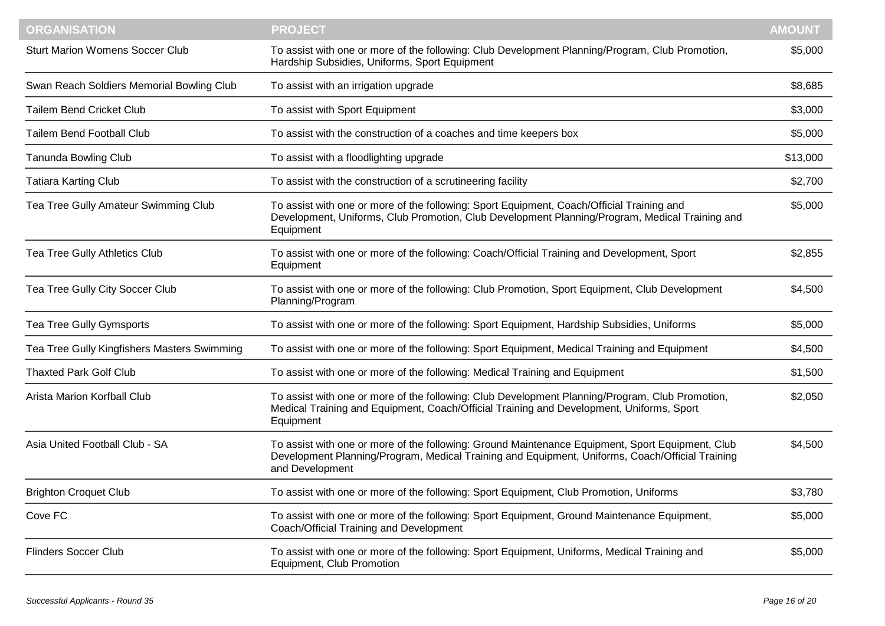| ORGANISATION | PROJECT | AMOUNT |
|---|---|---|
| Sturt Marion Womens Soccer Club | To assist with one or more of the following: Club Development Planning/Program, Club Promotion, Hardship Subsidies, Uniforms, Sport Equipment | $5,000 |
| Swan Reach Soldiers Memorial Bowling Club | To assist with an irrigation upgrade | $8,685 |
| Tailem Bend Cricket Club | To assist with Sport Equipment | $3,000 |
| Tailem Bend Football Club | To assist with the construction of a coaches and time keepers box | $5,000 |
| Tanunda Bowling Club | To assist with a floodlighting upgrade | $13,000 |
| Tatiara Karting Club | To assist with the construction of a scrutineering facility | $2,700 |
| Tea Tree Gully Amateur Swimming Club | To assist with one or more of the following: Sport Equipment, Coach/Official Training and Development, Uniforms, Club Promotion, Club Development Planning/Program, Medical Training and Equipment | $5,000 |
| Tea Tree Gully Athletics Club | To assist with one or more of the following: Coach/Official Training and Development, Sport Equipment | $2,855 |
| Tea Tree Gully City Soccer Club | To assist with one or more of the following: Club Promotion, Sport Equipment, Club Development Planning/Program | $4,500 |
| Tea Tree Gully Gymsports | To assist with one or more of the following: Sport Equipment, Hardship Subsidies, Uniforms | $5,000 |
| Tea Tree Gully Kingfishers Masters Swimming | To assist with one or more of the following: Sport Equipment, Medical Training and Equipment | $4,500 |
| Thaxted Park Golf Club | To assist with one or more of the following: Medical Training and Equipment | $1,500 |
| Arista Marion Korfball Club | To assist with one or more of the following: Club Development Planning/Program, Club Promotion, Medical Training and Equipment, Coach/Official Training and Development, Uniforms, Sport Equipment | $2,050 |
| Asia United Football Club - SA | To assist with one or more of the following: Ground Maintenance Equipment, Sport Equipment, Club Development Planning/Program, Medical Training and Equipment, Uniforms, Coach/Official Training and Development | $4,500 |
| Brighton Croquet Club | To assist with one or more of the following: Sport Equipment, Club Promotion, Uniforms | $3,780 |
| Cove FC | To assist with one or more of the following: Sport Equipment, Ground Maintenance Equipment, Coach/Official Training and Development | $5,000 |
| Flinders Soccer Club | To assist with one or more of the following: Sport Equipment, Uniforms, Medical Training and Equipment, Club Promotion | $5,000 |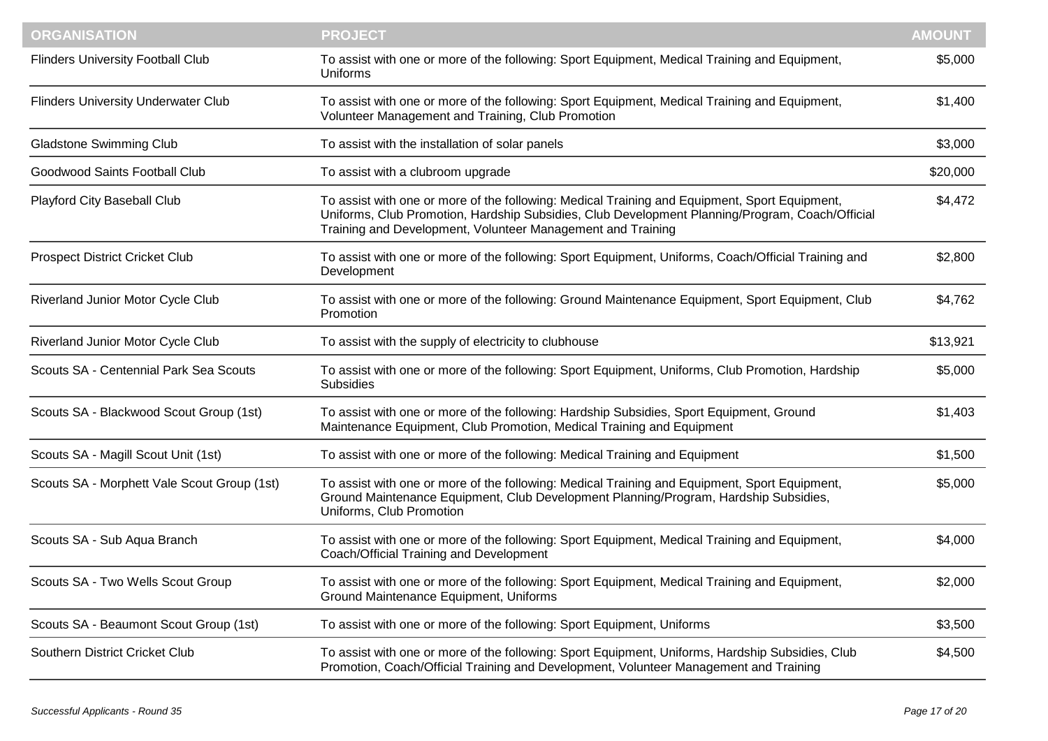| ORGANISATION | PROJECT | AMOUNT |
|---|---|---|
| Flinders University Football Club | To assist with one or more of the following: Sport Equipment, Medical Training and Equipment, Uniforms | $5,000 |
| Flinders University Underwater Club | To assist with one or more of the following: Sport Equipment, Medical Training and Equipment, Volunteer Management and Training, Club Promotion | $1,400 |
| Gladstone Swimming Club | To assist with the installation of solar panels | $3,000 |
| Goodwood Saints Football Club | To assist with a clubroom upgrade | $20,000 |
| Playford City Baseball Club | To assist with one or more of the following: Medical Training and Equipment, Sport Equipment, Uniforms, Club Promotion, Hardship Subsidies, Club Development Planning/Program, Coach/Official Training and Development, Volunteer Management and Training | $4,472 |
| Prospect District Cricket Club | To assist with one or more of the following: Sport Equipment, Uniforms, Coach/Official Training and Development | $2,800 |
| Riverland Junior Motor Cycle Club | To assist with one or more of the following: Ground Maintenance Equipment, Sport Equipment, Club Promotion | $4,762 |
| Riverland Junior Motor Cycle Club | To assist with the supply of electricity to clubhouse | $13,921 |
| Scouts SA - Centennial Park Sea Scouts | To assist with one or more of the following: Sport Equipment, Uniforms, Club Promotion, Hardship Subsidies | $5,000 |
| Scouts SA - Blackwood Scout Group (1st) | To assist with one or more of the following: Hardship Subsidies, Sport Equipment, Ground Maintenance Equipment, Club Promotion, Medical Training and Equipment | $1,403 |
| Scouts SA - Magill Scout Unit (1st) | To assist with one or more of the following: Medical Training and Equipment | $1,500 |
| Scouts SA - Morphett Vale Scout Group (1st) | To assist with one or more of the following: Medical Training and Equipment, Sport Equipment, Ground Maintenance Equipment, Club Development Planning/Program, Hardship Subsidies, Uniforms, Club Promotion | $5,000 |
| Scouts SA - Sub Aqua Branch | To assist with one or more of the following: Sport Equipment, Medical Training and Equipment, Coach/Official Training and Development | $4,000 |
| Scouts SA - Two Wells Scout Group | To assist with one or more of the following: Sport Equipment, Medical Training and Equipment, Ground Maintenance Equipment, Uniforms | $2,000 |
| Scouts SA - Beaumont Scout Group (1st) | To assist with one or more of the following: Sport Equipment, Uniforms | $3,500 |
| Southern District Cricket Club | To assist with one or more of the following: Sport Equipment, Uniforms, Hardship Subsidies, Club Promotion, Coach/Official Training and Development, Volunteer Management and Training | $4,500 |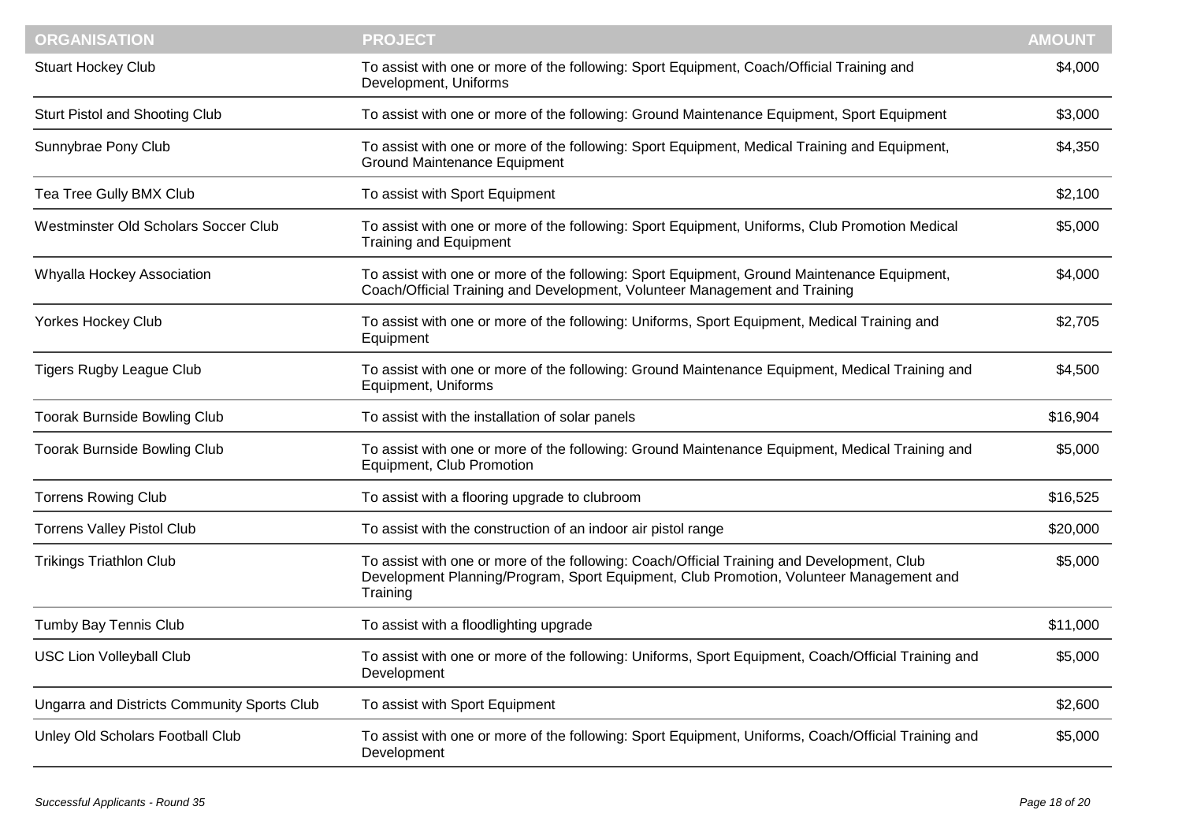| ORGANISATION | PROJECT | AMOUNT |
|---|---|---|
| Stuart Hockey Club | To assist with one or more of the following: Sport Equipment, Coach/Official Training and Development, Uniforms | $4,000 |
| Sturt Pistol and Shooting Club | To assist with one or more of the following: Ground Maintenance Equipment, Sport Equipment | $3,000 |
| Sunnybrae Pony Club | To assist with one or more of the following: Sport Equipment, Medical Training and Equipment, Ground Maintenance Equipment | $4,350 |
| Tea Tree Gully BMX Club | To assist with Sport Equipment | $2,100 |
| Westminster Old Scholars Soccer Club | To assist with one or more of the following: Sport Equipment, Uniforms, Club Promotion Medical Training and Equipment | $5,000 |
| Whyalla Hockey Association | To assist with one or more of the following: Sport Equipment, Ground Maintenance Equipment, Coach/Official Training and Development, Volunteer Management and Training | $4,000 |
| Yorkes Hockey Club | To assist with one or more of the following: Uniforms, Sport Equipment, Medical Training and Equipment | $2,705 |
| Tigers Rugby League Club | To assist with one or more of the following: Ground Maintenance Equipment, Medical Training and Equipment, Uniforms | $4,500 |
| Toorak Burnside Bowling Club | To assist with the installation of solar panels | $16,904 |
| Toorak Burnside Bowling Club | To assist with one or more of the following: Ground Maintenance Equipment, Medical Training and Equipment, Club Promotion | $5,000 |
| Torrens Rowing Club | To assist with a flooring upgrade to clubroom | $16,525 |
| Torrens Valley Pistol Club | To assist with the construction of an indoor air pistol range | $20,000 |
| Trikings Triathlon Club | To assist with one or more of the following: Coach/Official Training and Development, Club Development Planning/Program, Sport Equipment, Club Promotion, Volunteer Management and Training | $5,000 |
| Tumby Bay Tennis Club | To assist with a floodlighting upgrade | $11,000 |
| USC Lion Volleyball Club | To assist with one or more of the following: Uniforms, Sport Equipment, Coach/Official Training and Development | $5,000 |
| Ungarra and Districts Community Sports Club | To assist with Sport Equipment | $2,600 |
| Unley Old Scholars Football Club | To assist with one or more of the following: Sport Equipment, Uniforms, Coach/Official Training and Development | $5,000 |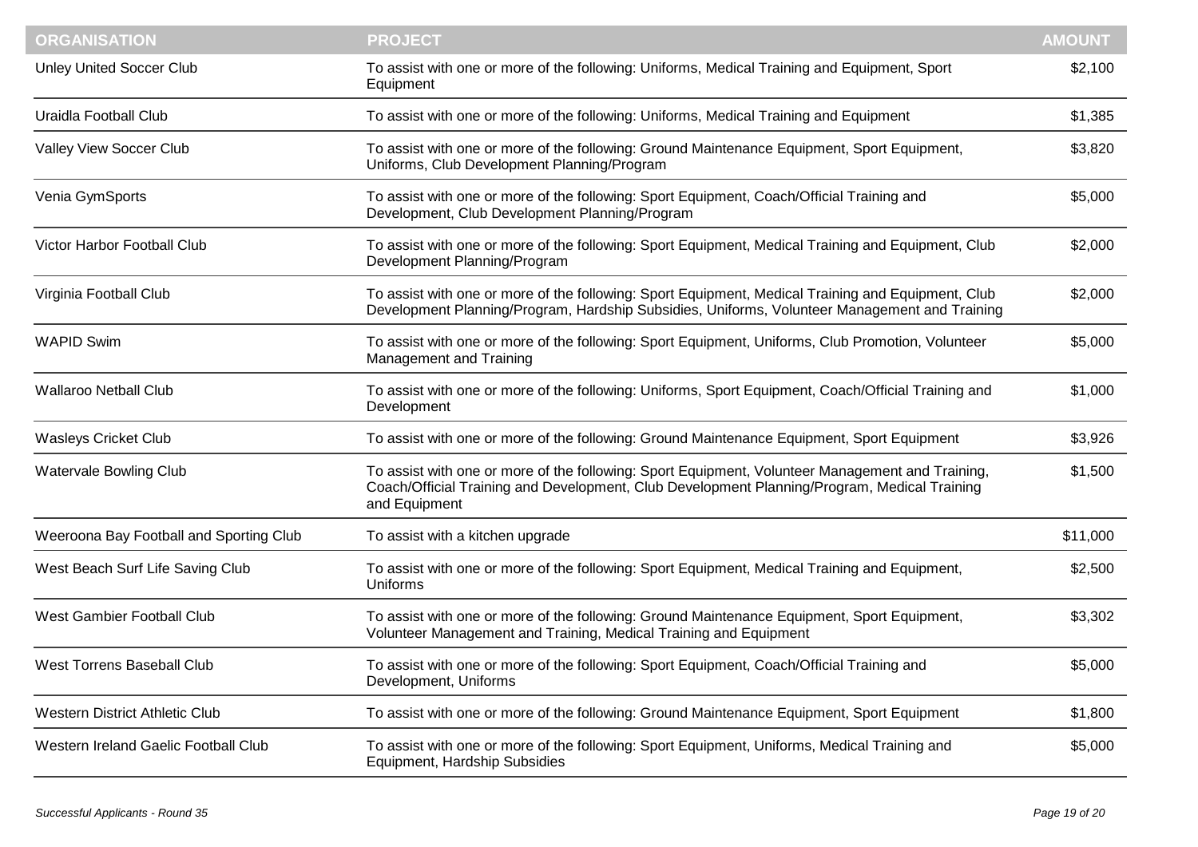| ORGANISATION | PROJECT | AMOUNT |
| --- | --- | --- |
| Unley United Soccer Club | To assist with one or more of the following: Uniforms, Medical Training and Equipment, Sport Equipment | $2,100 |
| Uraidla Football Club | To assist with one or more of the following: Uniforms, Medical Training and Equipment | $1,385 |
| Valley View Soccer Club | To assist with one or more of the following: Ground Maintenance Equipment, Sport Equipment, Uniforms, Club Development Planning/Program | $3,820 |
| Venia GymSports | To assist with one or more of the following: Sport Equipment, Coach/Official Training and Development, Club Development Planning/Program | $5,000 |
| Victor Harbor Football Club | To assist with one or more of the following: Sport Equipment, Medical Training and Equipment, Club Development Planning/Program | $2,000 |
| Virginia Football Club | To assist with one or more of the following: Sport Equipment, Medical Training and Equipment, Club Development Planning/Program, Hardship Subsidies, Uniforms, Volunteer Management and Training | $2,000 |
| WAPID Swim | To assist with one or more of the following: Sport Equipment, Uniforms, Club Promotion, Volunteer Management and Training | $5,000 |
| Wallaroo Netball Club | To assist with one or more of the following: Uniforms, Sport Equipment, Coach/Official Training and Development | $1,000 |
| Wasleys Cricket Club | To assist with one or more of the following: Ground Maintenance Equipment, Sport Equipment | $3,926 |
| Watervale Bowling Club | To assist with one or more of the following: Sport Equipment, Volunteer Management and Training, Coach/Official Training and Development, Club Development Planning/Program, Medical Training and Equipment | $1,500 |
| Weeroona Bay Football and Sporting Club | To assist with a kitchen upgrade | $11,000 |
| West Beach Surf Life Saving Club | To assist with one or more of the following: Sport Equipment, Medical Training and Equipment, Uniforms | $2,500 |
| West Gambier Football Club | To assist with one or more of the following: Ground Maintenance Equipment, Sport Equipment, Volunteer Management and Training, Medical Training and Equipment | $3,302 |
| West Torrens Baseball Club | To assist with one or more of the following: Sport Equipment, Coach/Official Training and Development, Uniforms | $5,000 |
| Western District Athletic Club | To assist with one or more of the following: Ground Maintenance Equipment, Sport Equipment | $1,800 |
| Western Ireland Gaelic Football Club | To assist with one or more of the following: Sport Equipment, Uniforms, Medical Training and Equipment, Hardship Subsidies | $5,000 |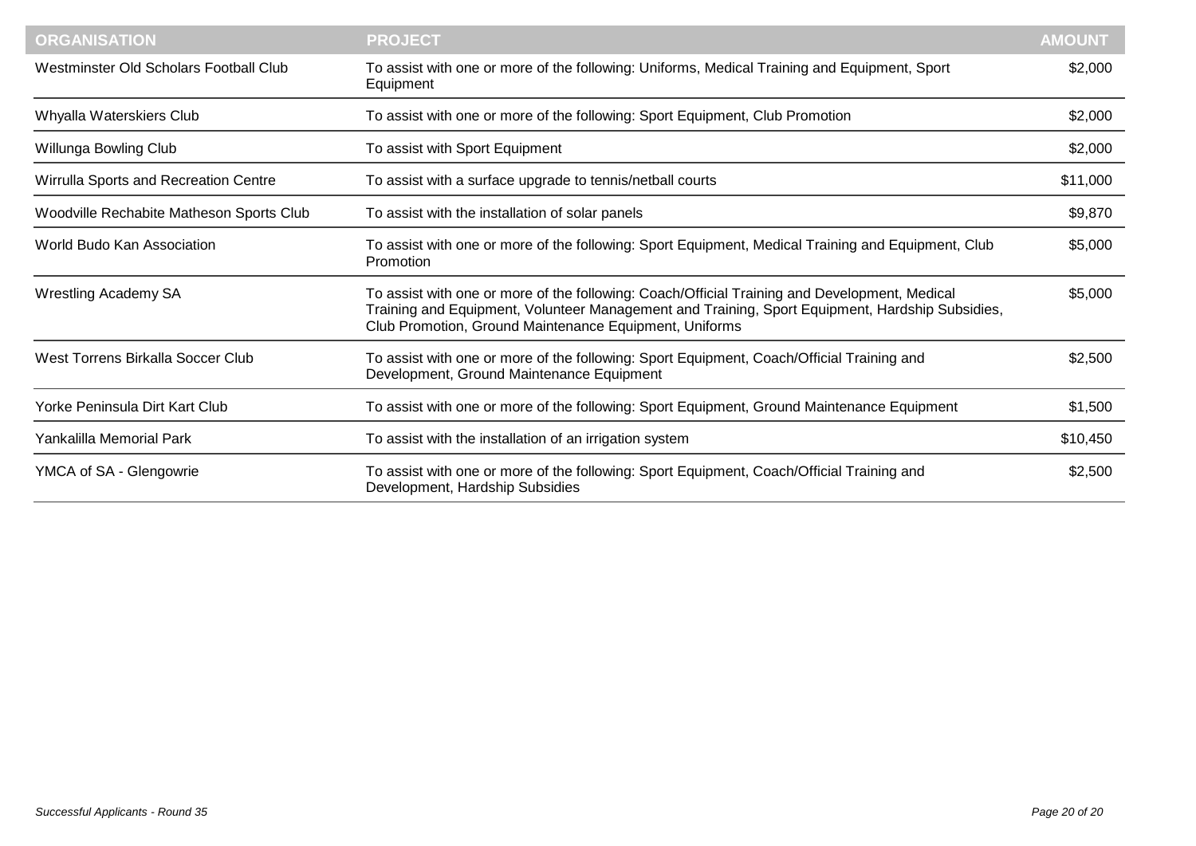| ORGANISATION | PROJECT | AMOUNT |
|---|---|---|
| Westminster Old Scholars Football Club | To assist with one or more of the following: Uniforms, Medical Training and Equipment, Sport Equipment | $2,000 |
| Whyalla Waterskiers Club | To assist with one or more of the following: Sport Equipment, Club Promotion | $2,000 |
| Willunga Bowling Club | To assist with Sport Equipment | $2,000 |
| Wirrulla Sports and Recreation Centre | To assist with a surface upgrade to tennis/netball courts | $11,000 |
| Woodville Rechabite Matheson Sports Club | To assist with the installation of solar panels | $9,870 |
| World Budo Kan Association | To assist with one or more of the following: Sport Equipment, Medical Training and Equipment, Club Promotion | $5,000 |
| Wrestling Academy SA | To assist with one or more of the following: Coach/Official Training and Development, Medical Training and Equipment, Volunteer Management and Training, Sport Equipment, Hardship Subsidies, Club Promotion, Ground Maintenance Equipment, Uniforms | $5,000 |
| West Torrens Birkalla Soccer Club | To assist with one or more of the following: Sport Equipment, Coach/Official Training and Development, Ground Maintenance Equipment | $2,500 |
| Yorke Peninsula Dirt Kart Club | To assist with one or more of the following: Sport Equipment, Ground Maintenance Equipment | $1,500 |
| Yankalilla Memorial Park | To assist with the installation of an irrigation system | $10,450 |
| YMCA of SA - Glengowrie | To assist with one or more of the following: Sport Equipment, Coach/Official Training and Development, Hardship Subsidies | $2,500 |